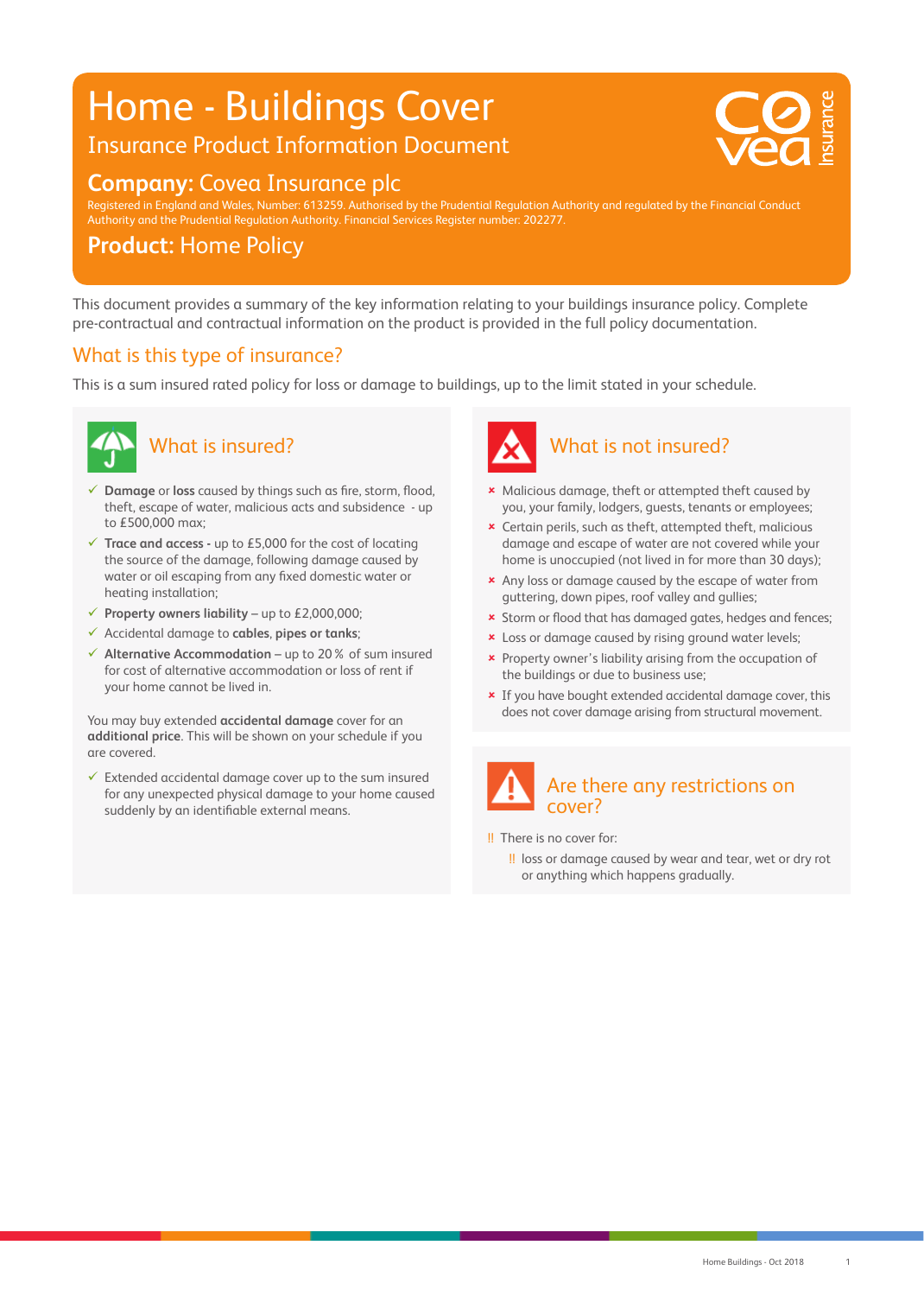# Home - Buildings Cover

## Insurance Product Information Document

**Company:** Covea Insurance plc

Registered in England and Wales, Number: 613259. Authorised by the Prudential Regulation Authority and regulated by the Financial Conduct Authority and the Prudential Regulation Authority. Financial Services Register number: 202277.

**Product:** Home Policy

This document provides a summary of the key information relating to your buildings insurance policy. Complete pre-contractual and contractual information on the product is provided in the full policy documentation.

## What is this type of insurance?

This is a sum insured rated policy for loss or damage to buildings, up to the limit stated in your schedule.

## What is insured?

- ✓ **Damage** or **loss** caused by things such as fire, storm, flood, theft, escape of water, malicious acts and subsidence - up to £500,000 max;
- ✓ **Trace and access -** up to £5,000 for the cost of locating the source of the damage, following damage caused by water or oil escaping from any fixed domestic water or heating installation;
- ✓ **Property owners liability** – up to £2,000,000;
- ✓ Accidental damage to **cables**, **pipes or tanks**;
- ✓ **Alternative Accommodation** – up to 20 % of sum insured for cost of alternative accommodation or loss of rent if your home cannot be lived in.

You may buy extended **accidental damage** cover for an **additional price**. This will be shown on your schedule if you are covered.

- ✓ Extended accidental damage cover up to the sum insured for any unexpected physical damage to your home caused suddenly by an identifiable external means.

## What is not insured?

- × Malicious damage, theft or attempted theft caused by you, your family, lodgers, guests, tenants or employees;
- × Certain perils, such as theft, attempted theft, malicious damage and escape of water are not covered while your home is unoccupied (not lived in for more than 30 days);
- × Any loss or damage caused by the escape of water from guttering, down pipes, roof valley and gullies;
- × Storm or flood that has damaged gates, hedges and fences;
- × Loss or damage caused by rising ground water levels;
- × Property owner's liability arising from the occupation of the buildings or due to business use;
- × If you have bought extended accidental damage cover, this does not cover damage arising from structural movement.

## Are there any restrictions on cover?

!! There is no cover for:

- !! loss or damage caused by wear and tear, wet or dry rot or anything which happens gradually.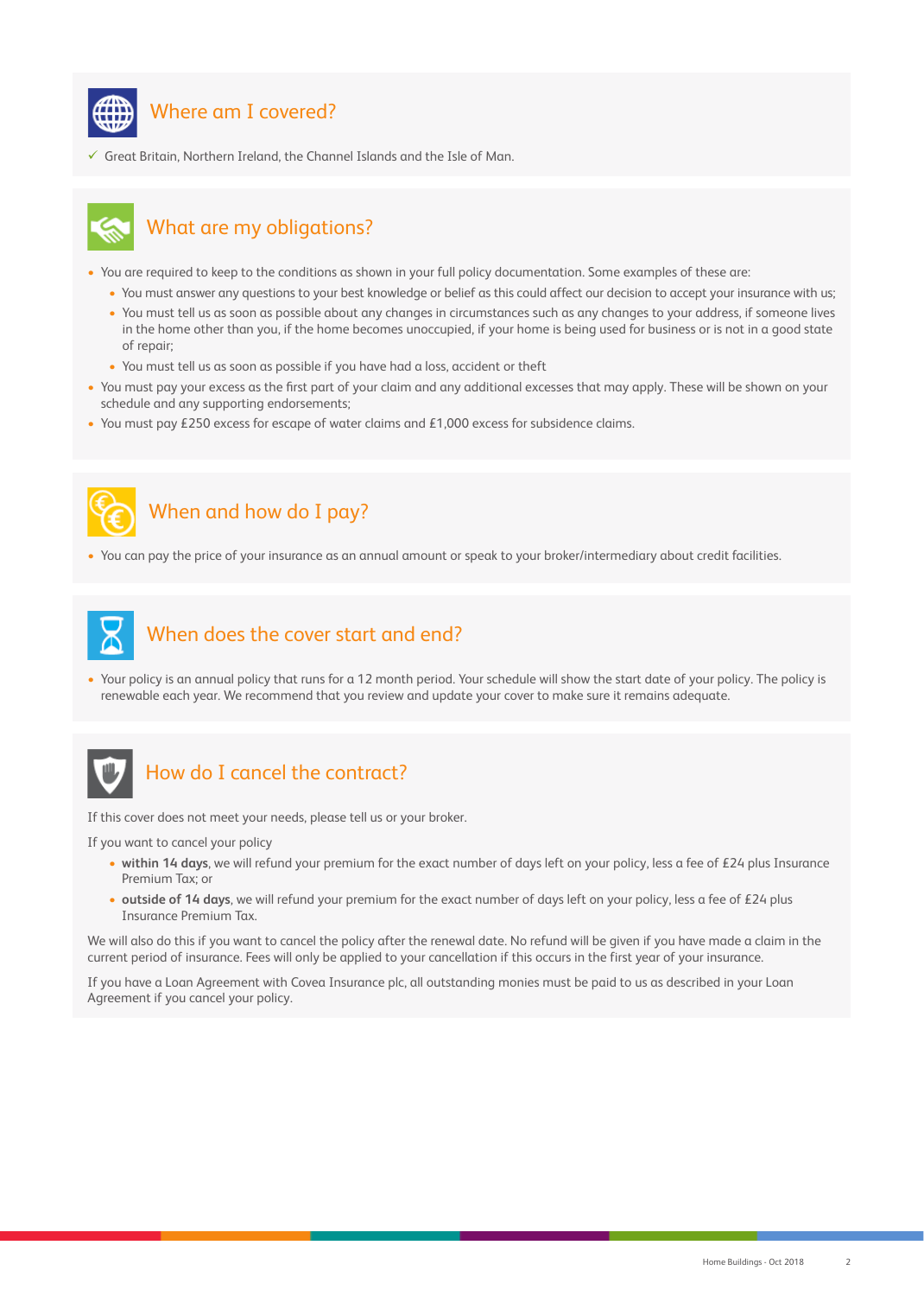## Where am I covered?

✓ Great Britain, Northern Ireland, the Channel Islands and the Isle of Man.

## What are my obligations?

- You are required to keep to the conditions as shown in your full policy documentation. Some examples of these are:
  - You must answer any questions to your best knowledge or belief as this could affect our decision to accept your insurance with us;
  - You must tell us as soon as possible about any changes in circumstances such as any changes to your address, if someone lives in the home other than you, if the home becomes unoccupied, if your home is being used for business or is not in a good state of repair;
  - You must tell us as soon as possible if you have had a loss, accident or theft
- You must pay your excess as the first part of your claim and any additional excesses that may apply. These will be shown on your schedule and any supporting endorsements;
- You must pay £250 excess for escape of water claims and £1,000 excess for subsidence claims.

## When and how do I pay?

- You can pay the price of your insurance as an annual amount or speak to your broker/intermediary about credit facilities.

## When does the cover start and end?

- Your policy is an annual policy that runs for a 12 month period. Your schedule will show the start date of your policy. The policy is renewable each year. We recommend that you review and update your cover to make sure it remains adequate.

## How do I cancel the contract?

If this cover does not meet your needs, please tell us or your broker.

If you want to cancel your policy

- **within 14 days**, we will refund your premium for the exact number of days left on your policy, less a fee of £24 plus Insurance Premium Tax; or
- **outside of 14 days**, we will refund your premium for the exact number of days left on your policy, less a fee of £24 plus Insurance Premium Tax.

We will also do this if you want to cancel the policy after the renewal date. No refund will be given if you have made a claim in the current period of insurance. Fees will only be applied to your cancellation if this occurs in the first year of your insurance.

If you have a Loan Agreement with Covea Insurance plc, all outstanding monies must be paid to us as described in your Loan Agreement if you cancel your policy.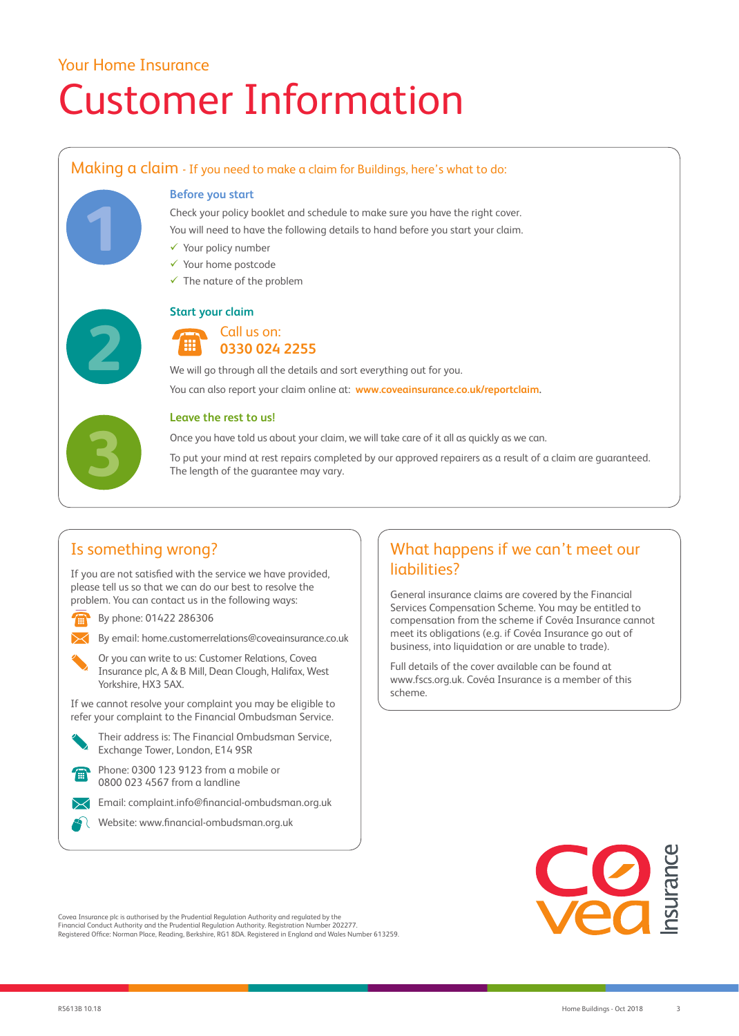Your Home Insurance

# Customer Information

## Making a claim - If you need to make a claim for Buildings, here's what to do:

1

### Before you start

Check your policy booklet and schedule to make sure you have the right cover.

You will need to have the following details to hand before you start your claim.

- ✓ Your policy number
- ✓ Your home postcode
- ✓ The nature of the problem

2

### Start your claim

Call us on:
**0330 024 2255**

We will go through all the details and sort everything out for you.

You can also report your claim online at: www.coveainsurance.co.uk/reportclaim.

3

### Leave the rest to us!

Once you have told us about your claim, we will take care of it all as quickly as we can.

To put your mind at rest repairs completed by our approved repairers as a result of a claim are guaranteed. The length of the guarantee may vary.

## Is something wrong?

If you are not satisfied with the service we have provided, please tell us so that we can do our best to resolve the problem. You can contact us in the following ways:

- By phone: 01422 286306
- By email: home.customerrelations@coveainsurance.co.uk
- Or you can write to us: Customer Relations, Covea Insurance plc, A & B Mill, Dean Clough, Halifax, West Yorkshire, HX3 5AX.

If we cannot resolve your complaint you may be eligible to refer your complaint to the Financial Ombudsman Service.

- Their address is: The Financial Ombudsman Service, Exchange Tower, London, E14 9SR
- Phone: 0300 123 9123 from a mobile or 0800 023 4567 from a landline
- Email: complaint.info@financial-ombudsman.org.uk
- Website: www.financial-ombudsman.org.uk

## What happens if we can't meet our liabilities?

General insurance claims are covered by the Financial Services Compensation Scheme. You may be entitled to compensation from the scheme if Covéa Insurance cannot meet its obligations (e.g. if Covéa Insurance go out of business, into liquidation or are unable to trade).

Full details of the cover available can be found at www.fscs.org.uk. Covéa Insurance is a member of this scheme.

Covea Insurance plc is authorised by the Prudential Regulation Authority and regulated by the Financial Conduct Authority and the Prudential Regulation Authority. Registration Number 202277. Registered Office: Norman Place, Reading, Berkshire, RG1 8DA. Registered in England and Wales Number 613259.

covea Insurance

R5613B 10.18

Home Buildings - Oct 2018